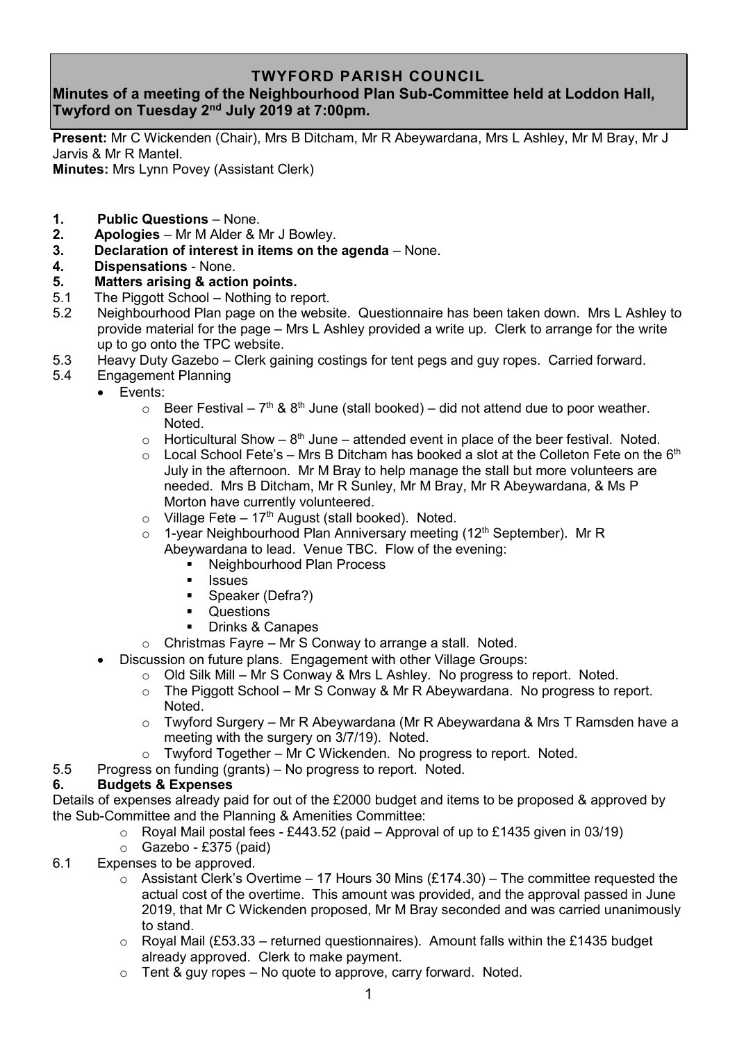# TWYFORD PARISH COUNCIL

## Minutes of a meeting of the Neighbourhood Plan Sub-Committee held at Loddon Hall, Twyford on Tuesday 2nd July 2019 at 7:00pm.

**Present:** Mr C Wickenden (Chair), Mrs B Ditcham, Mr R Abeywardana, Mrs L Ashley, Mr M Bray, Mr J Jarvis & Mr R Mantel.

**Minutes:** Mrs Lynn Povey (Assistant Clerk)

1. **Public Questions** – None.
2. **Apologies** – Mr M Alder & Mr J Bowley.
3. **Declaration of interest in items on the agenda** – None.
4. **Dispensations** - None.
5. **Matters arising & action points.**

5.1 The Piggott School – Nothing to report.

5.2 Neighbourhood Plan page on the website. Questionnaire has been taken down. Mrs L Ashley to provide material for the page – Mrs L Ashley provided a write up. Clerk to arrange for the write up to go onto the TPC website.

5.3 Heavy Duty Gazebo – Clerk gaining costings for tent pegs and guy ropes. Carried forward.

5.4 Engagement Planning

- Events:
  - Beer Festival – 7th & 8th June (stall booked) – did not attend due to poor weather. Noted.
  - Horticultural Show – 8th June – attended event in place of the beer festival. Noted.
  - Local School Fete's – Mrs B Ditcham has booked a slot at the Colleton Fete on the 6th July in the afternoon. Mr M Bray to help manage the stall but more volunteers are needed. Mrs B Ditcham, Mr R Sunley, Mr M Bray, Mr R Abeywardana, & Ms P Morton have currently volunteered.
  - Village Fete – 17th August (stall booked). Noted.
  - 1-year Neighbourhood Plan Anniversary meeting (12th September). Mr R Abeywardana to lead. Venue TBC. Flow of the evening:
    - Neighbourhood Plan Process
    - Issues
    - Speaker (Defra?)
    - Questions
    - Drinks & Canapes
  - Christmas Fayre – Mr S Conway to arrange a stall. Noted.
- Discussion on future plans. Engagement with other Village Groups:
  - Old Silk Mill – Mr S Conway & Mrs L Ashley. No progress to report. Noted.
  - The Piggott School – Mr S Conway & Mr R Abeywardana. No progress to report. Noted.
  - Twyford Surgery – Mr R Abeywardana (Mr R Abeywardana & Mrs T Ramsden have a meeting with the surgery on 3/7/19). Noted.
  - Twyford Together – Mr C Wickenden. No progress to report. Noted.

5.5 Progress on funding (grants) – No progress to report. Noted.

6. **Budgets & Expenses**

Details of expenses already paid for out of the £2000 budget and items to be proposed & approved by the Sub-Committee and the Planning & Amenities Committee:

- Royal Mail postal fees - £443.52 (paid – Approval of up to £1435 given in 03/19)
- Gazebo - £375 (paid)

6.1 Expenses to be approved.

- Assistant Clerk's Overtime – 17 Hours 30 Mins (£174.30) – The committee requested the actual cost of the overtime. This amount was provided, and the approval passed in June 2019, that Mr C Wickenden proposed, Mr M Bray seconded and was carried unanimously to stand.
- Royal Mail (£53.33 – returned questionnaires). Amount falls within the £1435 budget already approved. Clerk to make payment.
- Tent & guy ropes – No quote to approve, carry forward. Noted.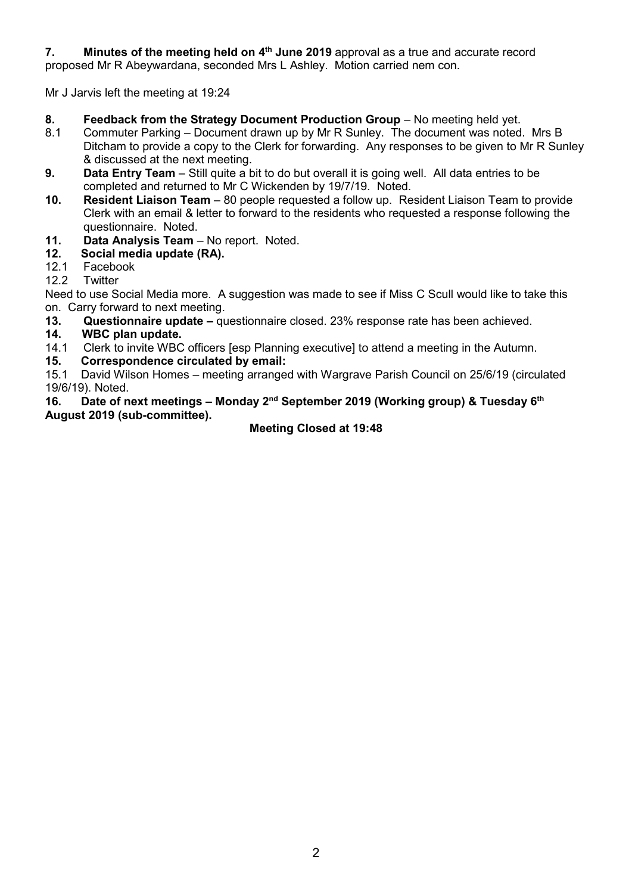**7. Minutes of the meeting held on 4th June 2019** approval as a true and accurate record proposed Mr R Abeywardana, seconded Mrs L Ashley. Motion carried nem con.

Mr J Jarvis left the meeting at 19:24

**8. Feedback from the Strategy Document Production Group** – No meeting held yet.

8.1 Commuter Parking – Document drawn up by Mr R Sunley. The document was noted. Mrs B Ditcham to provide a copy to the Clerk for forwarding. Any responses to be given to Mr R Sunley & discussed at the next meeting.

**9. Data Entry Team** – Still quite a bit to do but overall it is going well. All data entries to be completed and returned to Mr C Wickenden by 19/7/19. Noted.

**10. Resident Liaison Team** – 80 people requested a follow up. Resident Liaison Team to provide Clerk with an email & letter to forward to the residents who requested a response following the questionnaire. Noted.

**11. Data Analysis Team** – No report. Noted.

**12. Social media update (RA).**

12.1 Facebook

12.2 Twitter

Need to use Social Media more. A suggestion was made to see if Miss C Scull would like to take this on. Carry forward to next meeting.

**13. Questionnaire update –** questionnaire closed. 23% response rate has been achieved.

**14. WBC plan update.**

14.1 Clerk to invite WBC officers [esp Planning executive] to attend a meeting in the Autumn.

**15. Correspondence circulated by email:**

15.1 David Wilson Homes – meeting arranged with Wargrave Parish Council on 25/6/19 (circulated 19/6/19). Noted.

**16. Date of next meetings – Monday 2nd September 2019 (Working group) & Tuesday 6th August 2019 (sub-committee).**

**Meeting Closed at 19:48**